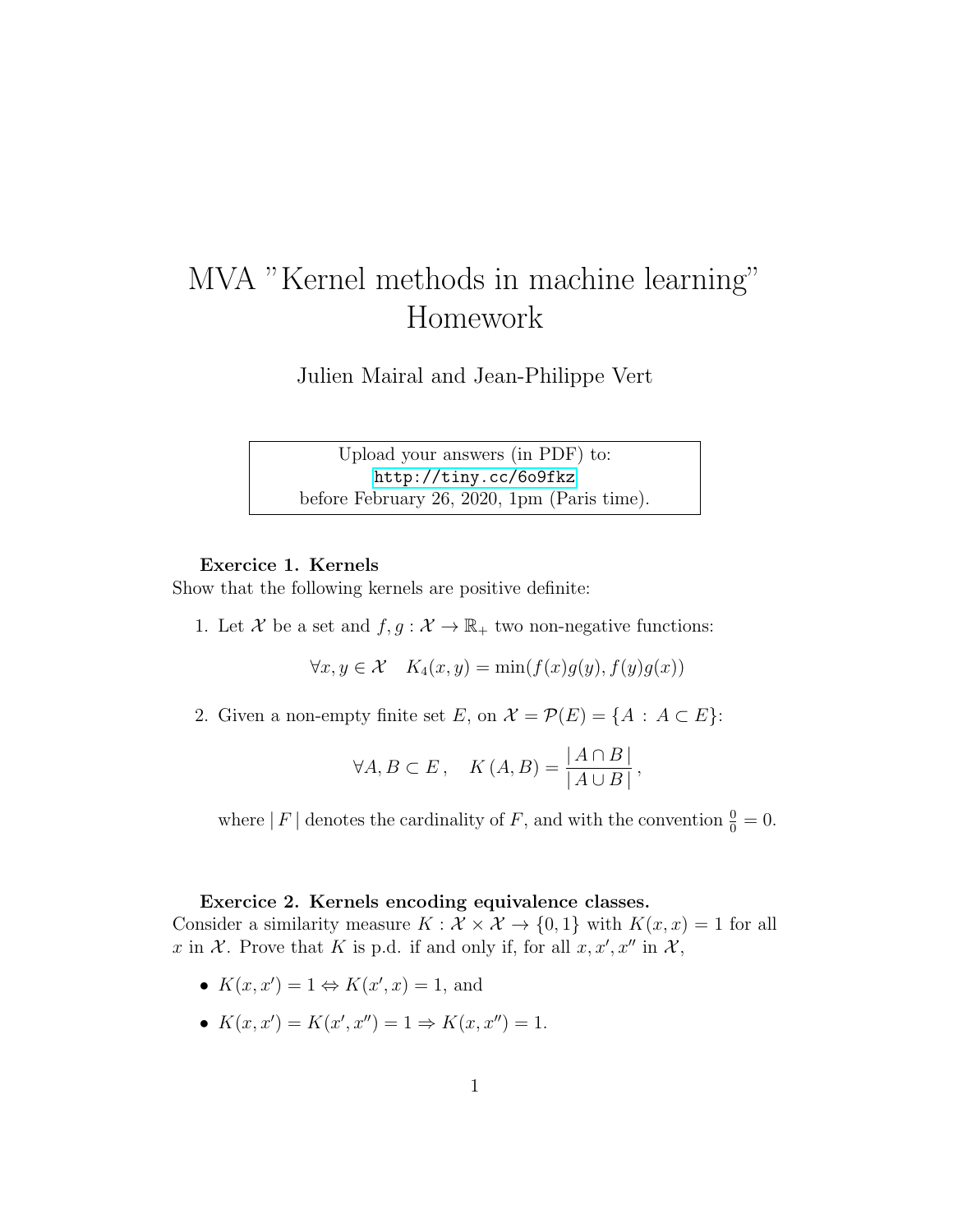# MVA "Kernel methods in machine learning" Homework

Julien Mairal and Jean-Philippe Vert

Upload your answers (in PDF) to:
http://tiny.cc/6o9fkz
before February 26, 2020, 1pm (Paris time).

**Exercice 1. Kernels**

Show that the following kernels are positive definite:

1. Let $\mathcal{X}$ be a set and $f, g : \mathcal{X} \to \mathbb{R}_+$ two non-negative functions:

$$\forall x, y \in \mathcal{X} \quad K_4(x, y) = \min(f(x)g(y), f(y)g(x))$$

2. Given a non-empty finite set $E$, on $\mathcal{X} = \mathcal{P}(E) = \{A : A \subset E\}$:

$$\forall A, B \subset E, \quad K(A, B) = \frac{|A \cap B|}{|A \cup B|},$$

where $|F|$ denotes the cardinality of $F$, and with the convention $\frac{0}{0} = 0$.

**Exercice 2. Kernels encoding equivalence classes.**

Consider a similarity measure $K : \mathcal{X} \times \mathcal{X} \to \{0, 1\}$ with $K(x, x) = 1$ for all $x$ in $\mathcal{X}$. Prove that $K$ is p.d. if and only if, for all $x, x', x''$ in $\mathcal{X}$,

- $K(x, x') = 1 \Leftrightarrow K(x', x) = 1$, and
- $K(x, x') = K(x', x'') = 1 \Rightarrow K(x, x'') = 1$.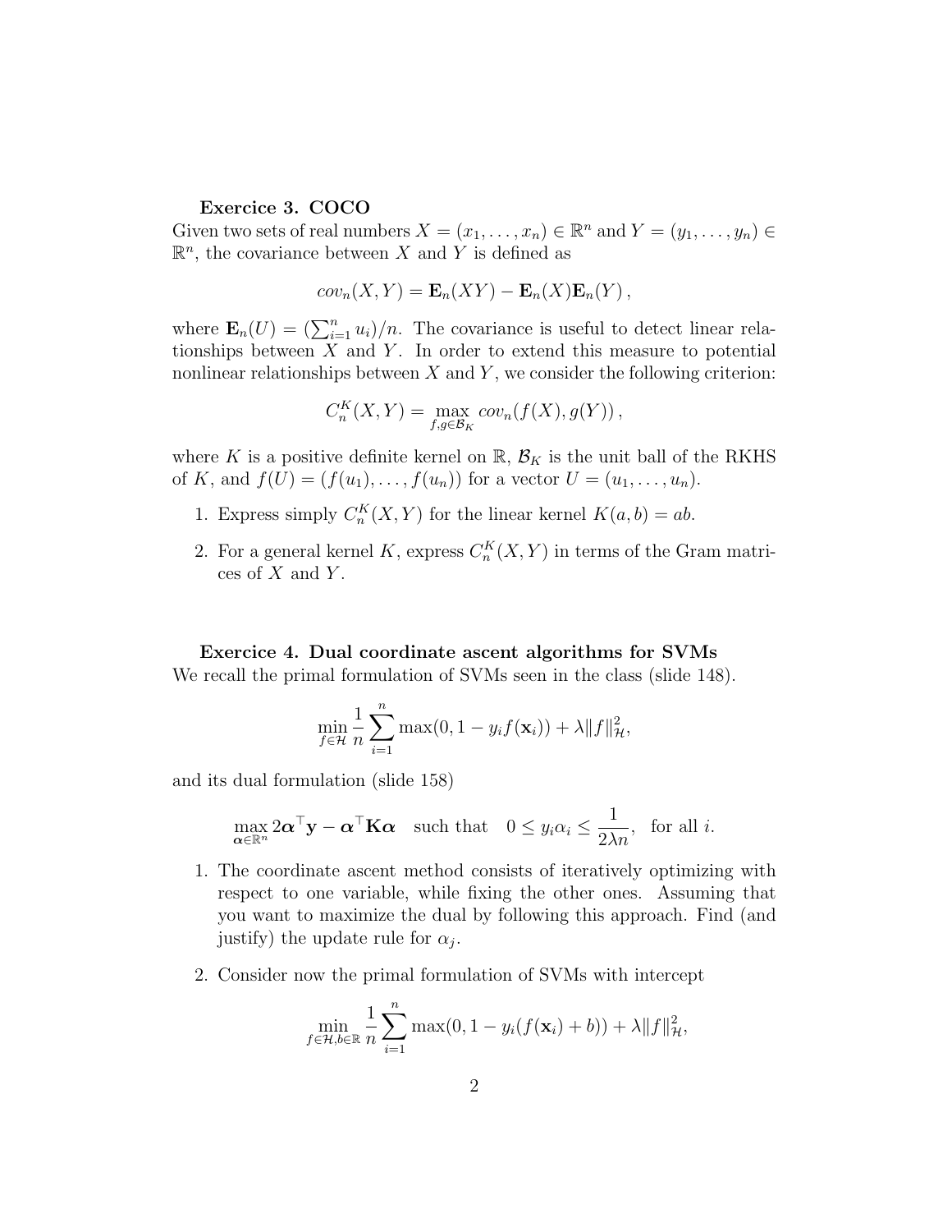**Exercice 3. COCO**

Given two sets of real numbers $X = (x_1, \ldots, x_n) \in \mathbb{R}^n$ and $Y = (y_1, \ldots, y_n) \in \mathbb{R}^n$, the covariance between $X$ and $Y$ is defined as

$$cov_n(X, Y) = \mathbf{E}_n(XY) - \mathbf{E}_n(X)\mathbf{E}_n(Y)\,,$$

where $\mathbf{E}_n(U) = (\sum_{i=1}^n u_i)/n$. The covariance is useful to detect linear relationships between $X$ and $Y$. In order to extend this measure to potential nonlinear relationships between $X$ and $Y$, we consider the following criterion:

$$C_n^K(X, Y) = \max_{f,g \in \mathcal{B}_K} cov_n(f(X), g(Y))\,,$$

where $K$ is a positive definite kernel on $\mathbb{R}$, $\mathcal{B}_K$ is the unit ball of the RKHS of $K$, and $f(U) = (f(u_1), \ldots, f(u_n))$ for a vector $U = (u_1, \ldots, u_n)$.

1. Express simply $C_n^K(X, Y)$ for the linear kernel $K(a, b) = ab$.
2. For a general kernel $K$, express $C_n^K(X, Y)$ in terms of the Gram matrices of $X$ and $Y$.

**Exercice 4. Dual coordinate ascent algorithms for SVMs**

We recall the primal formulation of SVMs seen in the class (slide 148).

$$\min_{f \in \mathcal{H}} \frac{1}{n} \sum_{i=1}^n \max(0, 1 - y_i f(\mathbf{x}_i)) + \lambda \|f\|_{\mathcal{H}}^2,$$

and its dual formulation (slide 158)

$$\max_{\boldsymbol{\alpha} \in \mathbb{R}^n} 2\boldsymbol{\alpha}^\top \mathbf{y} - \boldsymbol{\alpha}^\top \mathbf{K} \boldsymbol{\alpha} \quad \text{such that} \quad 0 \leq y_i \alpha_i \leq \frac{1}{2\lambda n}, \;\; \text{for all } i.$$

1. The coordinate ascent method consists of iteratively optimizing with respect to one variable, while fixing the other ones. Assuming that you want to maximize the dual by following this approach. Find (and justify) the update rule for $\alpha_j$.
2. Consider now the primal formulation of SVMs with intercept

$$\min_{f \in \mathcal{H}, b \in \mathbb{R}} \frac{1}{n} \sum_{i=1}^n \max(0, 1 - y_i(f(\mathbf{x}_i) + b)) + \lambda \|f\|_{\mathcal{H}}^2,$$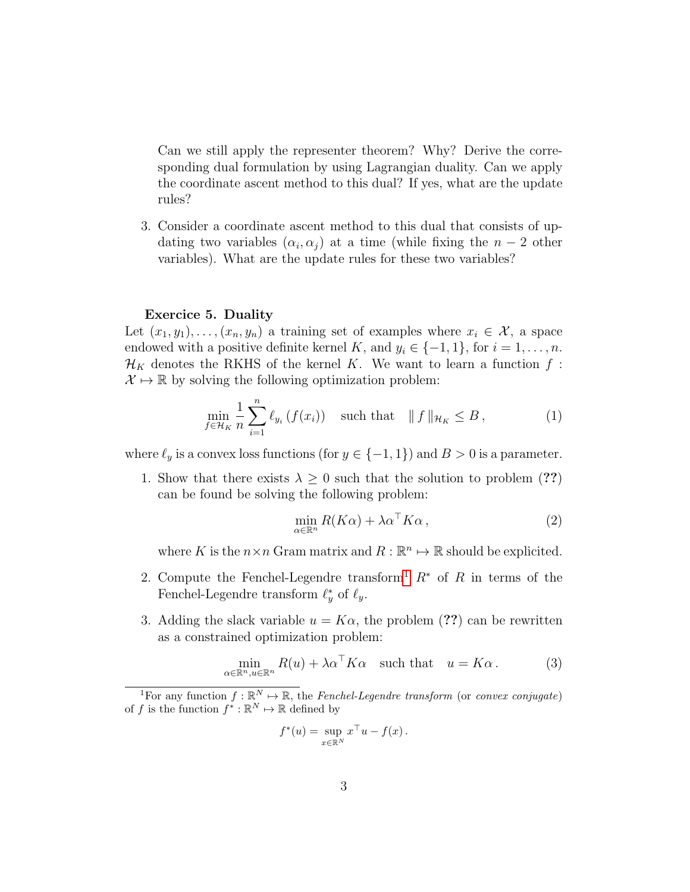Can we still apply the representer theorem? Why? Derive the corresponding dual formulation by using Lagrangian duality. Can we apply the coordinate ascent method to this dual? If yes, what are the update rules?

3. Consider a coordinate ascent method to this dual that consists of updating two variables $(\alpha_i, \alpha_j)$ at a time (while fixing the $n-2$ other variables). What are the update rules for these two variables?

**Exercice 5. Duality**

Let $(x_1, y_1), \ldots, (x_n, y_n)$ a training set of examples where $x_i \in \mathcal{X}$, a space endowed with a positive definite kernel $K$, and $y_i \in \{-1, 1\}$, for $i = 1, \ldots, n$. $\mathcal{H}_K$ denotes the RKHS of the kernel $K$. We want to learn a function $f : \mathcal{X} \mapsto \mathbb{R}$ by solving the following optimization problem:

$$\min_{f \in \mathcal{H}_K} \frac{1}{n} \sum_{i=1}^{n} \ell_{y_i}(f(x_i)) \quad \text{such that} \quad \| f \|_{\mathcal{H}_K} \leq B \,, \tag{1}$$

where $\ell_y$ is a convex loss functions (for $y \in \{-1, 1\}$) and $B > 0$ is a parameter.

1. Show that there exists $\lambda \geq 0$ such that the solution to problem (**??**) can be found be solving the following problem:

$$\min_{\alpha \in \mathbb{R}^n} R(K\alpha) + \lambda \alpha^\top K \alpha \,, \tag{2}$$

where $K$ is the $n \times n$ Gram matrix and $R : \mathbb{R}^n \mapsto \mathbb{R}$ should be explicited.

2. Compute the Fenchel-Legendre transform[1] $R^*$ of $R$ in terms of the Fenchel-Legendre transform $\ell_y^*$ of $\ell_y$.

3. Adding the slack variable $u = K\alpha$, the problem (**??**) can be rewritten as a constrained optimization problem:

$$\min_{\alpha \in \mathbb{R}^n, u \in \mathbb{R}^n} R(u) + \lambda \alpha^\top K \alpha \quad \text{such that} \quad u = K\alpha \,. \tag{3}$$

[1] For any function $f : \mathbb{R}^N \mapsto \mathbb{R}$, the *Fenchel-Legendre transform* (or *convex conjugate*) of $f$ is the function $f^* : \mathbb{R}^N \mapsto \mathbb{R}$ defined by

$$f^*(u) = \sup_{x \in \mathbb{R}^N} x^\top u - f(x) \,.$$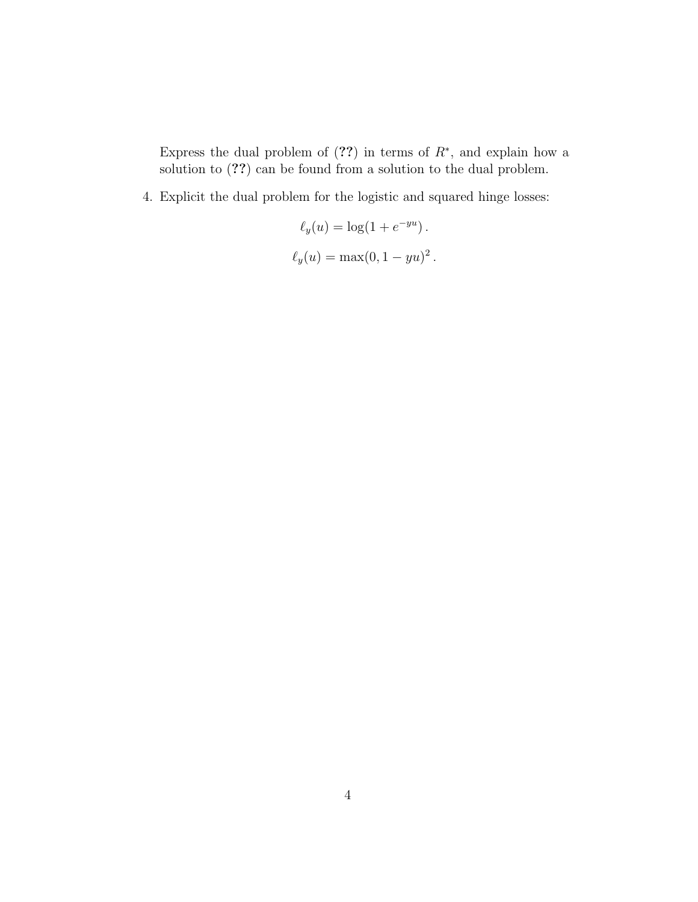Express the dual problem of (**??**) in terms of $R^*$, and explain how a solution to (**??**) can be found from a solution to the dual problem.

4. Explicit the dual problem for the logistic and squared hinge losses:

$$\ell_y(u) = \log(1 + e^{-yu})\,.$$

$$\ell_y(u) = \max(0, 1 - yu)^2\,.$$